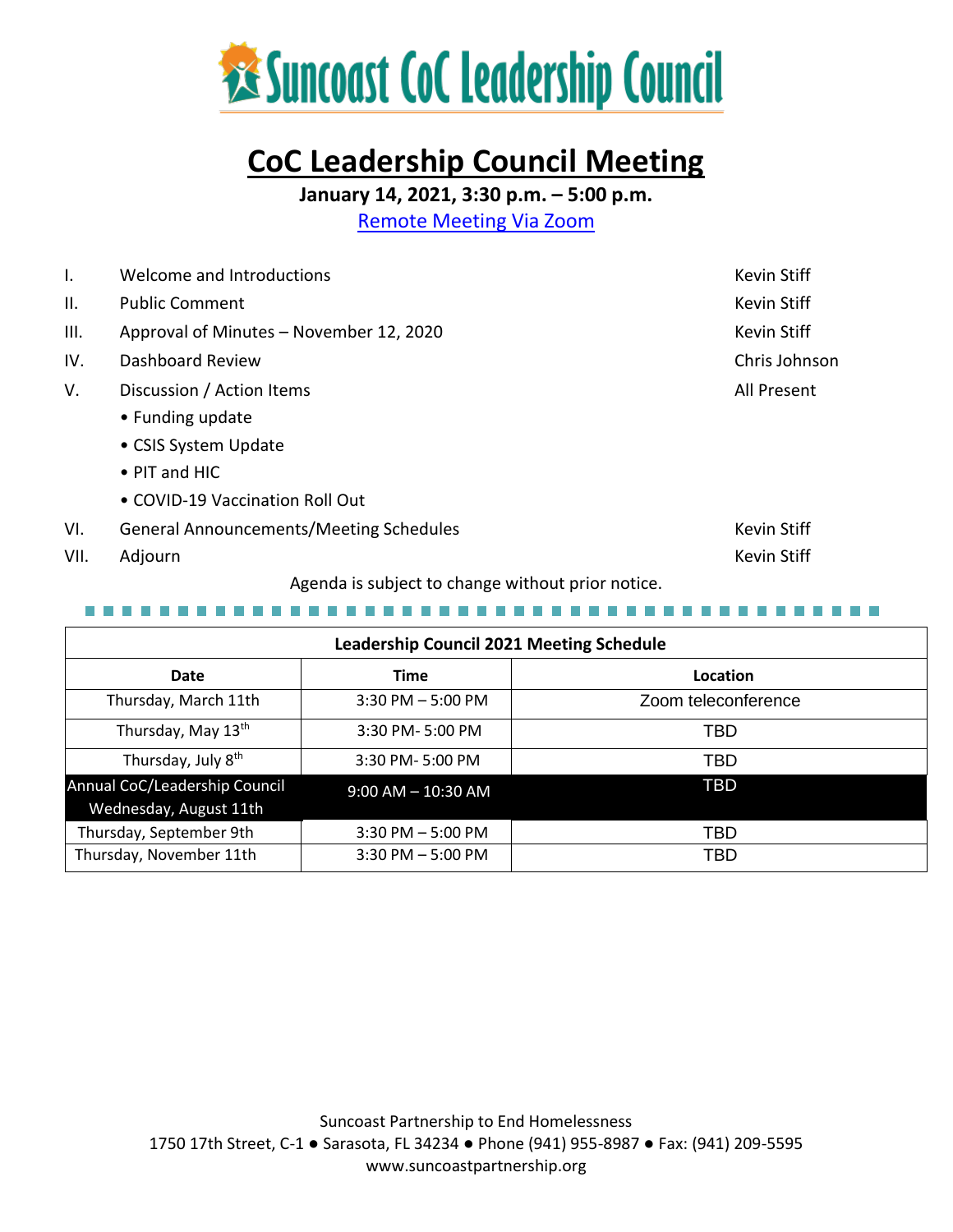# Suncoast CoC Leadership Council

## CoC Leadership Council Meeting

**January 14, 2021, 3:30 p.m. – 5:00 p.m.**

Remote Meeting Via Zoom

| | | |
|---|---|---|
| I. | Welcome and Introductions | Kevin Stiff |
| II. | Public Comment | Kevin Stiff |
| III. | Approval of Minutes – November 12, 2020 | Kevin Stiff |
| IV. | Dashboard Review | Chris Johnson |
| V. | Discussion / Action Items<br>• Funding update<br>• CSIS System Update<br>• PIT and HIC<br>• COVID-19 Vaccination Roll Out | All Present |
| VI. | General Announcements/Meeting Schedules | Kevin Stiff |
| VII. | Adjourn | Kevin Stiff |

Agenda is subject to change without prior notice.

| Leadership Council 2021 Meeting Schedule | | |
|---|---|---|
| **Date** | **Time** | **Location** |
| Thursday, March 11th | 3:30 PM – 5:00 PM | Zoom teleconference |
| Thursday, May 13th | 3:30 PM- 5:00 PM | TBD |
| Thursday, July 8th | 3:30 PM- 5:00 PM | TBD |
| Annual CoC/Leadership Council Wednesday, August 11th | 9:00 AM – 10:30 AM | TBD |
| Thursday, September 9th | 3:30 PM – 5:00 PM | TBD |
| Thursday, November 11th | 3:30 PM – 5:00 PM | TBD |

Suncoast Partnership to End Homelessness
1750 17th Street, C-1 ● Sarasota, FL 34234 ● Phone (941) 955-8987 ● Fax: (941) 209-5595
www.suncoastpartnership.org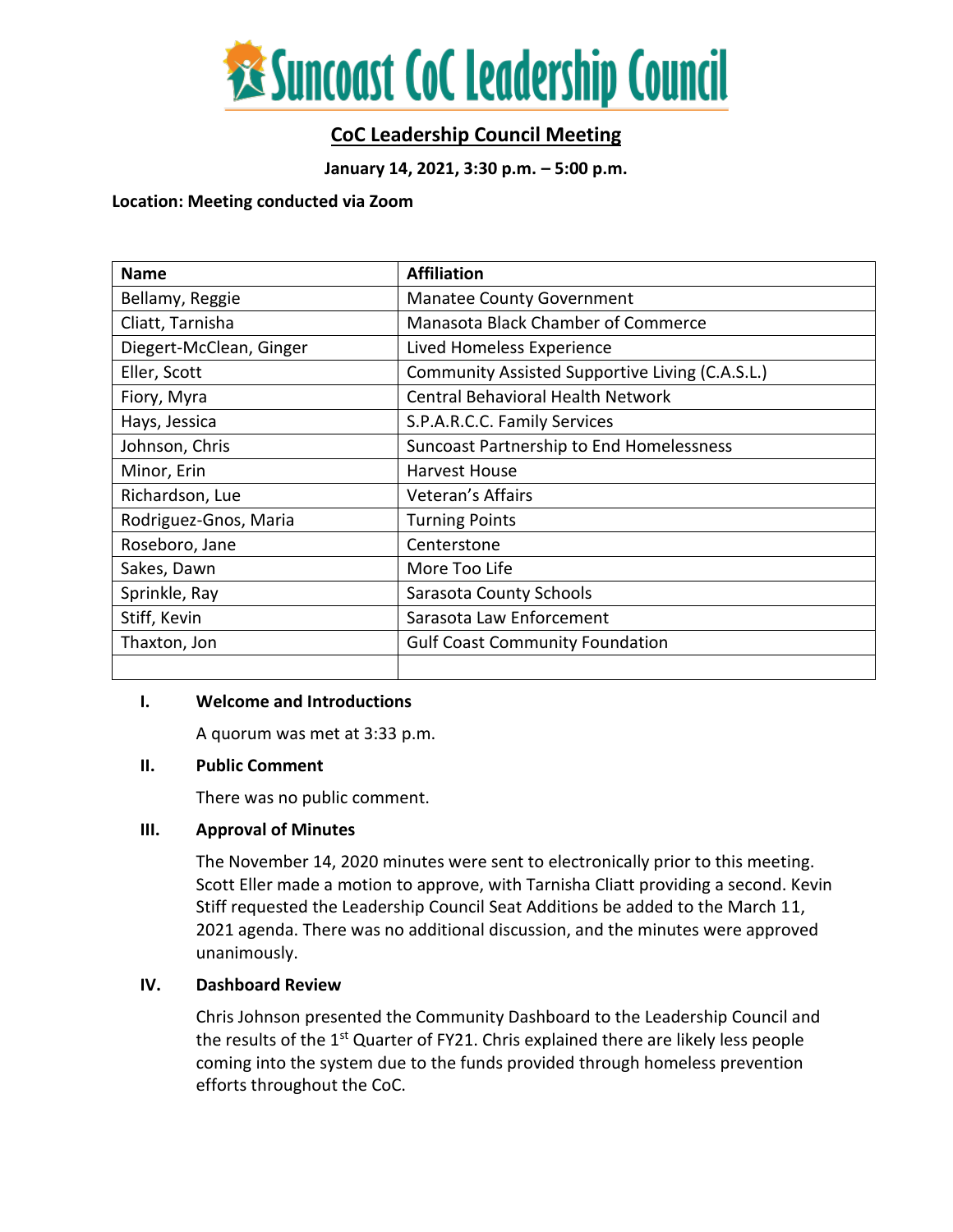# Suncoast CoC Leadership Council

## CoC Leadership Council Meeting

**January 14, 2021, 3:30 p.m. – 5:00 p.m.**

**Location: Meeting conducted via Zoom**

| Name | Affiliation |
| --- | --- |
| Bellamy, Reggie | Manatee County Government |
| Cliatt, Tarnisha | Manasota Black Chamber of Commerce |
| Diegert-McClean, Ginger | Lived Homeless Experience |
| Eller, Scott | Community Assisted Supportive Living (C.A.S.L.) |
| Fiory, Myra | Central Behavioral Health Network |
| Hays, Jessica | S.P.A.R.C.C. Family Services |
| Johnson, Chris | Suncoast Partnership to End Homelessness |
| Minor, Erin | Harvest House |
| Richardson, Lue | Veteran's Affairs |
| Rodriguez-Gnos, Maria | Turning Points |
| Roseboro, Jane | Centerstone |
| Sakes, Dawn | More Too Life |
| Sprinkle, Ray | Sarasota County Schools |
| Stiff, Kevin | Sarasota Law Enforcement |
| Thaxton, Jon | Gulf Coast Community Foundation |
| | |

### I. Welcome and Introductions

A quorum was met at 3:33 p.m.

### II. Public Comment

There was no public comment.

### III. Approval of Minutes

The November 14, 2020 minutes were sent to electronically prior to this meeting. Scott Eller made a motion to approve, with Tarnisha Cliatt providing a second. Kevin Stiff requested the Leadership Council Seat Additions be added to the March 11, 2021 agenda. There was no additional discussion, and the minutes were approved unanimously.

### IV. Dashboard Review

Chris Johnson presented the Community Dashboard to the Leadership Council and the results of the 1st Quarter of FY21. Chris explained there are likely less people coming into the system due to the funds provided through homeless prevention efforts throughout the CoC.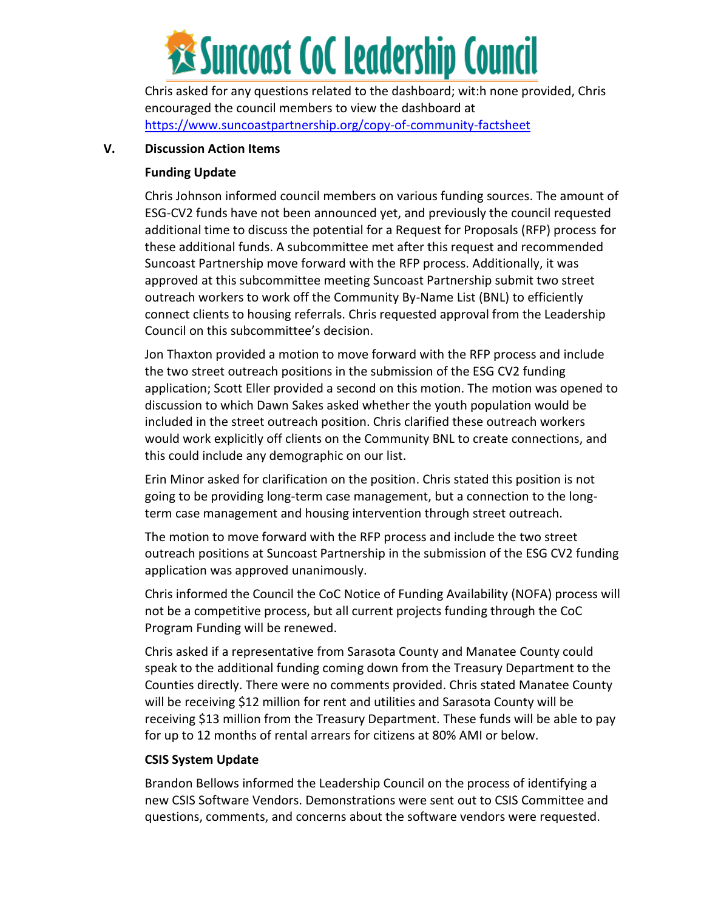Chris asked for any questions related to the dashboard; wit:h none provided, Chris encouraged the council members to view the dashboard at https://www.suncoastpartnership.org/copy-of-community-factsheet

## V. Discussion Action Items

### Funding Update

Chris Johnson informed council members on various funding sources. The amount of ESG-CV2 funds have not been announced yet, and previously the council requested additional time to discuss the potential for a Request for Proposals (RFP) process for these additional funds. A subcommittee met after this request and recommended Suncoast Partnership move forward with the RFP process. Additionally, it was approved at this subcommittee meeting Suncoast Partnership submit two street outreach workers to work off the Community By-Name List (BNL) to efficiently connect clients to housing referrals. Chris requested approval from the Leadership Council on this subcommittee's decision.

Jon Thaxton provided a motion to move forward with the RFP process and include the two street outreach positions in the submission of the ESG CV2 funding application; Scott Eller provided a second on this motion. The motion was opened to discussion to which Dawn Sakes asked whether the youth population would be included in the street outreach position. Chris clarified these outreach workers would work explicitly off clients on the Community BNL to create connections, and this could include any demographic on our list.

Erin Minor asked for clarification on the position. Chris stated this position is not going to be providing long-term case management, but a connection to the long-term case management and housing intervention through street outreach.

The motion to move forward with the RFP process and include the two street outreach positions at Suncoast Partnership in the submission of the ESG CV2 funding application was approved unanimously.

Chris informed the Council the CoC Notice of Funding Availability (NOFA) process will not be a competitive process, but all current projects funding through the CoC Program Funding will be renewed.

Chris asked if a representative from Sarasota County and Manatee County could speak to the additional funding coming down from the Treasury Department to the Counties directly. There were no comments provided. Chris stated Manatee County will be receiving $12 million for rent and utilities and Sarasota County will be receiving $13 million from the Treasury Department. These funds will be able to pay for up to 12 months of rental arrears for citizens at 80% AMI or below.

### CSIS System Update

Brandon Bellows informed the Leadership Council on the process of identifying a new CSIS Software Vendors. Demonstrations were sent out to CSIS Committee and questions, comments, and concerns about the software vendors were requested.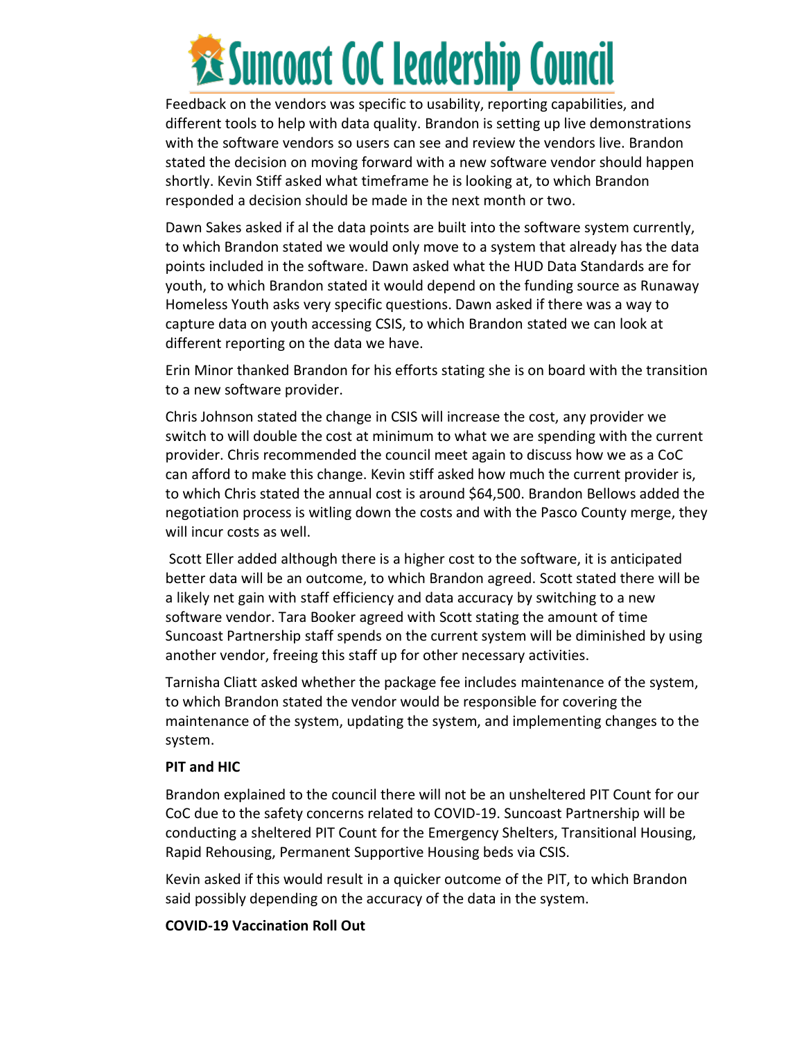Feedback on the vendors was specific to usability, reporting capabilities, and different tools to help with data quality. Brandon is setting up live demonstrations with the software vendors so users can see and review the vendors live. Brandon stated the decision on moving forward with a new software vendor should happen shortly. Kevin Stiff asked what timeframe he is looking at, to which Brandon responded a decision should be made in the next month or two.

Dawn Sakes asked if al the data points are built into the software system currently, to which Brandon stated we would only move to a system that already has the data points included in the software. Dawn asked what the HUD Data Standards are for youth, to which Brandon stated it would depend on the funding source as Runaway Homeless Youth asks very specific questions. Dawn asked if there was a way to capture data on youth accessing CSIS, to which Brandon stated we can look at different reporting on the data we have.

Erin Minor thanked Brandon for his efforts stating she is on board with the transition to a new software provider.

Chris Johnson stated the change in CSIS will increase the cost, any provider we switch to will double the cost at minimum to what we are spending with the current provider. Chris recommended the council meet again to discuss how we as a CoC can afford to make this change. Kevin stiff asked how much the current provider is, to which Chris stated the annual cost is around $64,500. Brandon Bellows added the negotiation process is witling down the costs and with the Pasco County merge, they will incur costs as well.

Scott Eller added although there is a higher cost to the software, it is anticipated better data will be an outcome, to which Brandon agreed. Scott stated there will be a likely net gain with staff efficiency and data accuracy by switching to a new software vendor. Tara Booker agreed with Scott stating the amount of time Suncoast Partnership staff spends on the current system will be diminished by using another vendor, freeing this staff up for other necessary activities.

Tarnisha Cliatt asked whether the package fee includes maintenance of the system, to which Brandon stated the vendor would be responsible for covering the maintenance of the system, updating the system, and implementing changes to the system.

**PIT and HIC**

Brandon explained to the council there will not be an unsheltered PIT Count for our CoC due to the safety concerns related to COVID-19. Suncoast Partnership will be conducting a sheltered PIT Count for the Emergency Shelters, Transitional Housing, Rapid Rehousing, Permanent Supportive Housing beds via CSIS.

Kevin asked if this would result in a quicker outcome of the PIT, to which Brandon said possibly depending on the accuracy of the data in the system.

**COVID-19 Vaccination Roll Out**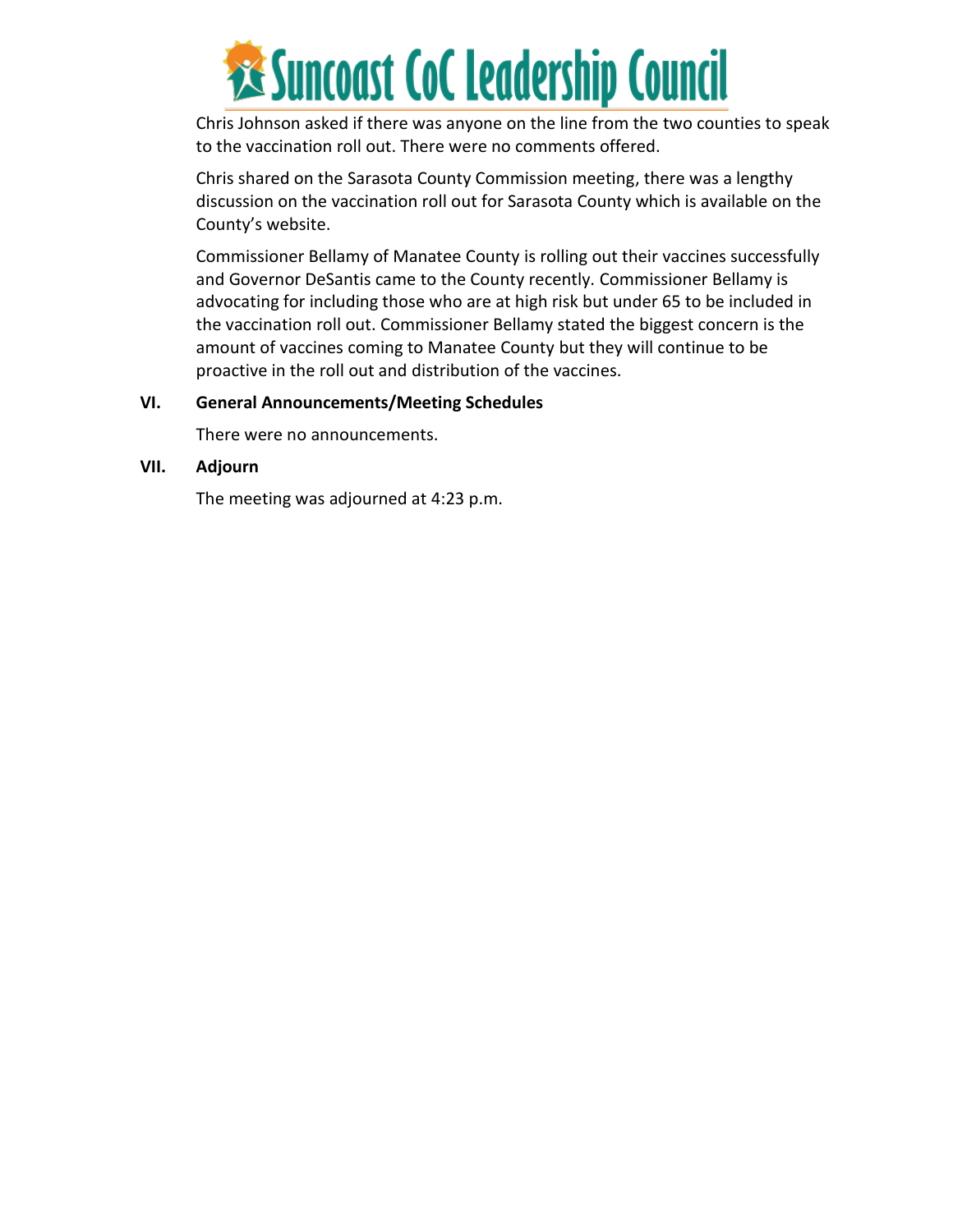Chris Johnson asked if there was anyone on the line from the two counties to speak to the vaccination roll out. There were no comments offered.

Chris shared on the Sarasota County Commission meeting, there was a lengthy discussion on the vaccination roll out for Sarasota County which is available on the County's website.

Commissioner Bellamy of Manatee County is rolling out their vaccines successfully and Governor DeSantis came to the County recently. Commissioner Bellamy is advocating for including those who are at high risk but under 65 to be included in the vaccination roll out. Commissioner Bellamy stated the biggest concern is the amount of vaccines coming to Manatee County but they will continue to be proactive in the roll out and distribution of the vaccines.

**VI. General Announcements/Meeting Schedules**

There were no announcements.

**VII. Adjourn**

The meeting was adjourned at 4:23 p.m.